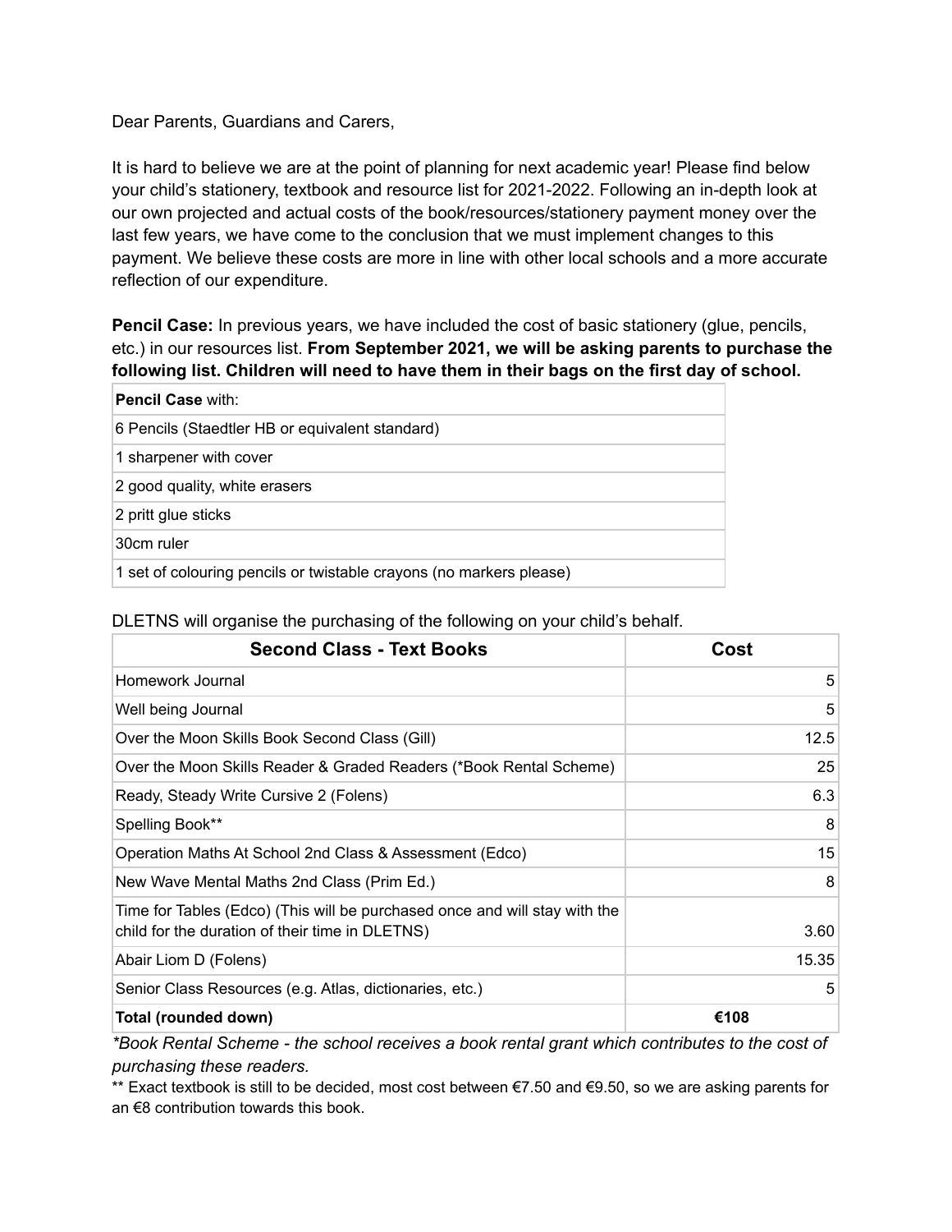Dear Parents, Guardians and Carers,

It is hard to believe we are at the point of planning for next academic year! Please find below your child's stationery, textbook and resource list for 2021-2022. Following an in-depth look at our own projected and actual costs of the book/resources/stationery payment money over the last few years, we have come to the conclusion that we must implement changes to this payment. We believe these costs are more in line with other local schools and a more accurate reflection of our expenditure.

**Pencil Case:** In previous years, we have included the cost of basic stationery (glue, pencils, etc.) in our resources list. **From September 2021, we will be asking parents to purchase the following list. Children will need to have them in their bags on the first day of school.**

| **Pencil Case** with: |
|---|
| 6 Pencils (Staedtler HB or equivalent standard) |
| 1 sharpener with cover |
| 2 good quality, white erasers |
| 2 pritt glue sticks |
| 30cm ruler |
| 1 set of colouring pencils or twistable crayons (no markers please) |

DLETNS will organise the purchasing of the following on your child's behalf.

| **Second Class - Text Books** | **Cost** |
|---|---|
| Homework Journal | 5 |
| Well being Journal | 5 |
| Over the Moon Skills Book Second Class (Gill) | 12.5 |
| Over the Moon Skills Reader & Graded Readers (*Book Rental Scheme) | 25 |
| Ready, Steady Write Cursive 2 (Folens) | 6.3 |
| Spelling Book** | 8 |
| Operation Maths At School 2nd Class & Assessment (Edco) | 15 |
| New Wave Mental Maths 2nd Class (Prim Ed.) | 8 |
| Time for Tables (Edco) (This will be purchased once and will stay with the child for the duration of their time in DLETNS) | 3.60 |
| Abair Liom D (Folens) | 15.35 |
| Senior Class Resources (e.g. Atlas, dictionaries, etc.) | 5 |
| **Total (rounded down)** | **€108** |

*\*Book Rental Scheme - the school receives a book rental grant which contributes to the cost of purchasing these readers.*

** Exact textbook is still to be decided, most cost between €7.50 and €9.50, so we are asking parents for an €8 contribution towards this book.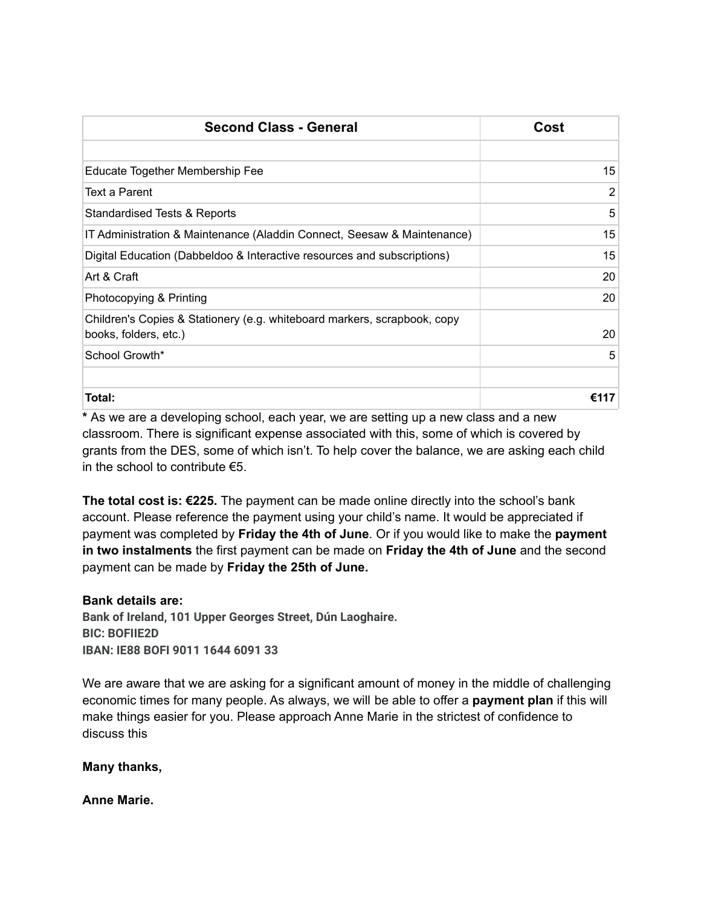| Second Class - General | Cost |
|---|---|
| | |
| Educate Together Membership Fee | 15 |
| Text a Parent | 2 |
| Standardised Tests & Reports | 5 |
| IT Administration & Maintenance (Aladdin Connect, Seesaw & Maintenance) | 15 |
| Digital Education (Dabbeldoo & Interactive resources and subscriptions) | 15 |
| Art & Craft | 20 |
| Photocopying & Printing | 20 |
| Children's Copies & Stationery (e.g. whiteboard markers, scrapbook, copy books, folders, etc.) | 20 |
| School Growth* | 5 |
| | |
| **Total:** | **€117** |

**\*** As we are a developing school, each year, we are setting up a new class and a new classroom. There is significant expense associated with this, some of which is covered by grants from the DES, some of which isn't. To help cover the balance, we are asking each child in the school to contribute €5.

**The total cost is: €225.** The payment can be made online directly into the school's bank account. Please reference the payment using your child's name. It would be appreciated if payment was completed by **Friday the 4th of June**. Or if you would like to make the **payment in two instalments** the first payment can be made on **Friday the 4th of June** and the second payment can be made by **Friday the 25th of June.**

**Bank details are:**
**Bank of Ireland, 101 Upper Georges Street, Dún Laoghaire.**
**BIC: BOFIIE2D**
**IBAN: IE88 BOFI 9011 1644 6091 33**

We are aware that we are asking for a significant amount of money in the middle of challenging economic times for many people. As always, we will be able to offer a **payment plan** if this will make things easier for you. Please approach Anne Marie in the strictest of confidence to discuss this

**Many thanks,**

**Anne Marie.**